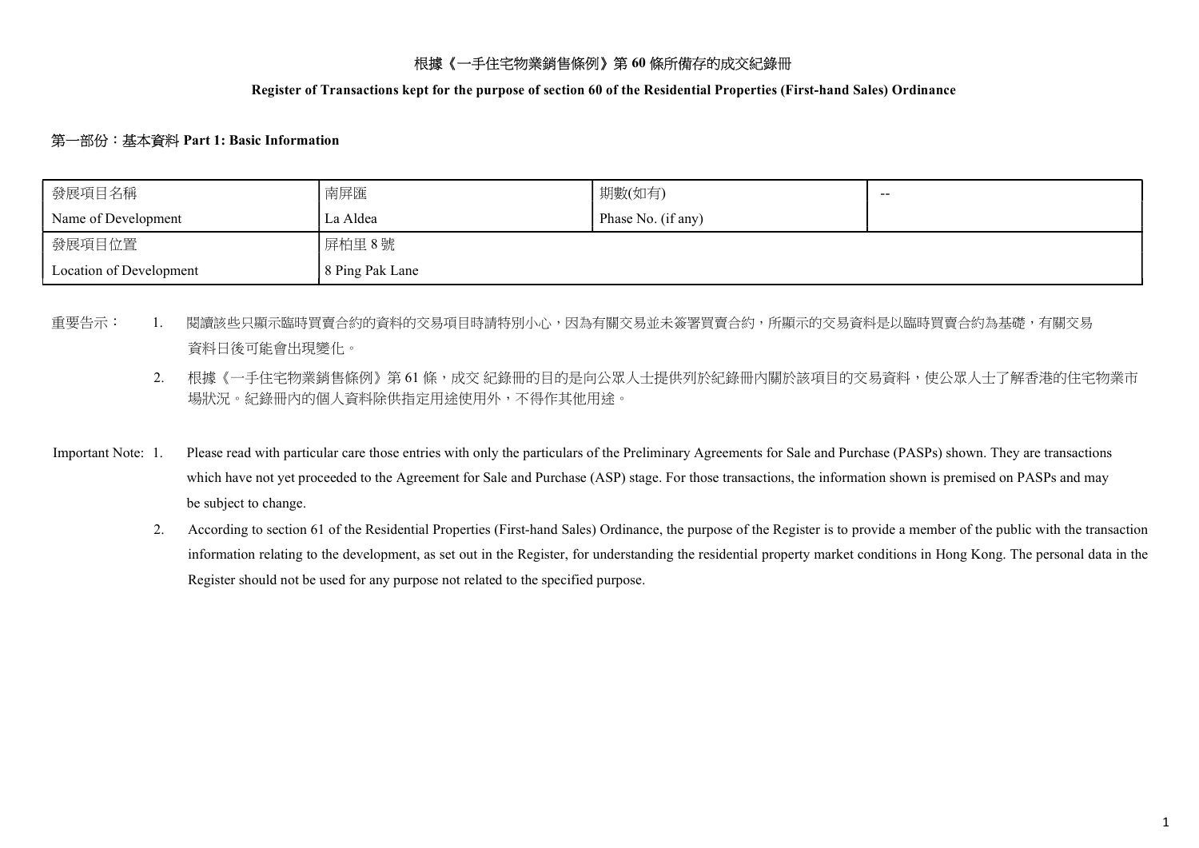# 根據《一手住宅物業銷售條例》第 60 條所備存的成交紀錄冊

## Register of Transactions kept for the purpose of section 60 of the Residential Properties (First-hand Sales) Ordinance

### 第一部份：基本資料 Part 1: Basic Information

| 發展項目名稱<br>Name of Development | 南屏匯<br>La Aldea | 期數(如有)<br>Phase No. (if any) | -- |
|---|---|---|---|
| 發展項目位置<br>Location of Development | 屏柏里 8 號<br>8 Ping Pak Lane | | |

重要告示：

1. 閱讀該些只顯示臨時買賣合約的資料的交易項目時請特別小心，因為有關交易並未簽署買賣合約，所顯示的交易資料是以臨時買賣合約為基礎，有關交易資料日後可能會出現變化。
2. 根據《一手住宅物業銷售條例》第 61 條，成交 紀錄冊的目的是向公眾人士提供列於紀錄冊內關於該項目的交易資料，使公眾人士了解香港的住宅物業市場狀況。紀錄冊內的個人資料除供指定用途使用外，不得作其他用途。

Important Note:

1. Please read with particular care those entries with only the particulars of the Preliminary Agreements for Sale and Purchase (PASPs) shown. They are transactions which have not yet proceeded to the Agreement for Sale and Purchase (ASP) stage. For those transactions, the information shown is premised on PASPs and may be subject to change.
2. According to section 61 of the Residential Properties (First-hand Sales) Ordinance, the purpose of the Register is to provide a member of the public with the transaction information relating to the development, as set out in the Register, for understanding the residential property market conditions in Hong Kong. The personal data in the Register should not be used for any purpose not related to the specified purpose.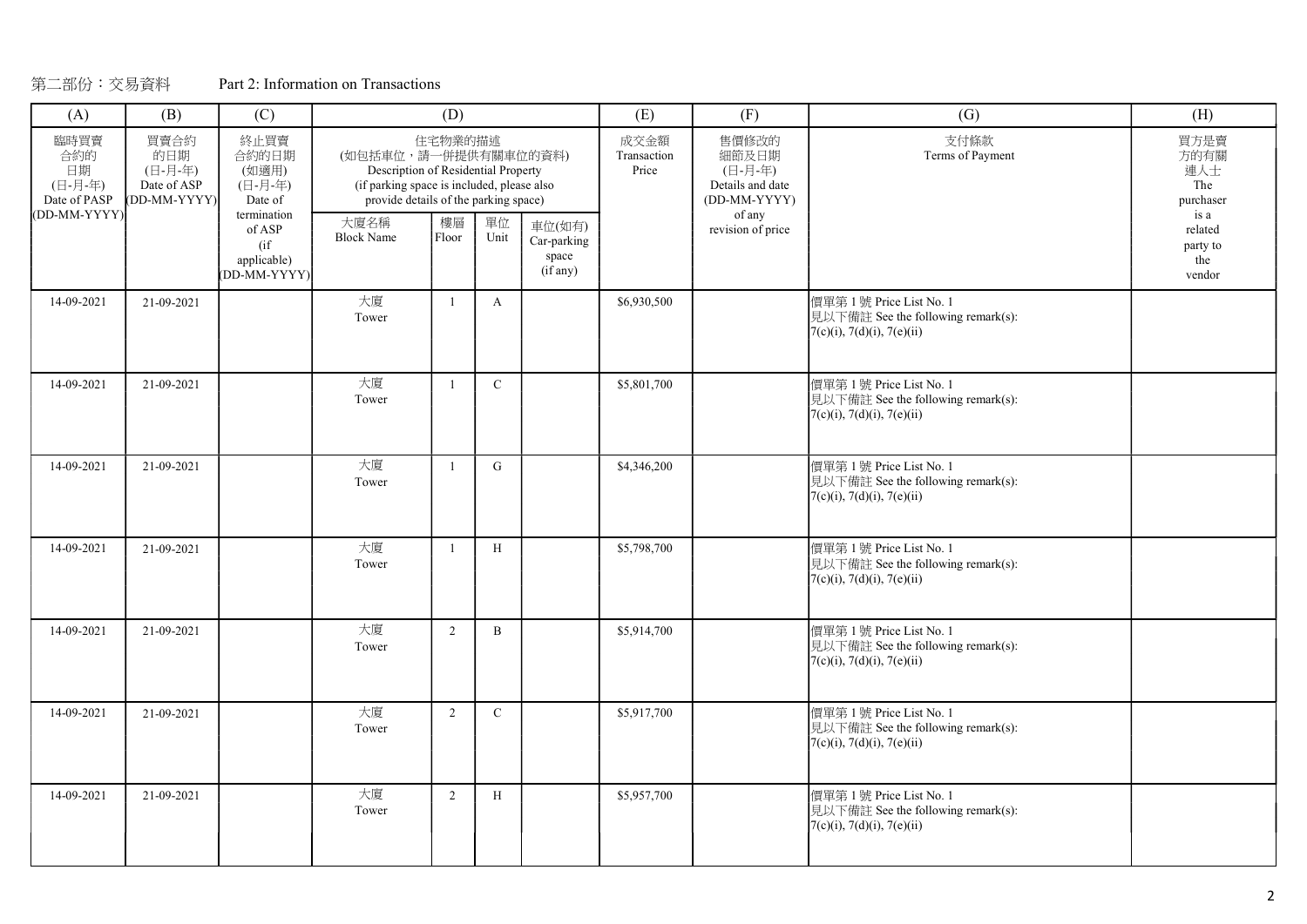第二部份：交易資料　　　Part 2: Information on Transactions

| (A) | (B) | (C) | (D) | | | | (E) | (F) | (G) | (H) |
|---|---|---|---|---|---|---|---|---|---|---|
| 臨時買賣合約的日期 (日-月-年) Date of PASP (DD-MM-YYYY) | 買賣合約的日期 (日-月-年) Date of ASP (DD-MM-YYYY) | 終止買賣合約的日期 (如適用) (日-月-年) Date of termination of ASP (if applicable) (DD-MM-YYYY) | 住宅物業的描述 (如包括車位，請一併提供有關車位的資料) Description of Residential Property (if parking space is included, please also provide details of the parking space) | | | | 成交金額 Transaction Price | 售價修改的細節及日期 (日-月-年) Details and date (DD-MM-YYYY) of any revision of price | 支付條款 Terms of Payment | 買方是賣方的有關連人士 The purchaser is a related party to the vendor |
| | | | 大廈名稱 Block Name | 樓層 Floor | 單位 Unit | 車位(如有) Car-parking space (if any) | | | | |
| 14-09-2021 | 21-09-2021 | | 大廈 Tower | 1 | A | | $6,930,500 | | 價單第 1 號 Price List No. 1<br>見以下備註 See the following remark(s):<br>7(c)(i), 7(d)(i), 7(e)(ii) | |
| 14-09-2021 | 21-09-2021 | | 大廈 Tower | 1 | C | | $5,801,700 | | 價單第 1 號 Price List No. 1<br>見以下備註 See the following remark(s):<br>7(c)(i), 7(d)(i), 7(e)(ii) | |
| 14-09-2021 | 21-09-2021 | | 大廈 Tower | 1 | G | | $4,346,200 | | 價單第 1 號 Price List No. 1<br>見以下備註 See the following remark(s):<br>7(c)(i), 7(d)(i), 7(e)(ii) | |
| 14-09-2021 | 21-09-2021 | | 大廈 Tower | 1 | H | | $5,798,700 | | 價單第 1 號 Price List No. 1<br>見以下備註 See the following remark(s):<br>7(c)(i), 7(d)(i), 7(e)(ii) | |
| 14-09-2021 | 21-09-2021 | | 大廈 Tower | 2 | B | | $5,914,700 | | 價單第 1 號 Price List No. 1<br>見以下備註 See the following remark(s):<br>7(c)(i), 7(d)(i), 7(e)(ii) | |
| 14-09-2021 | 21-09-2021 | | 大廈 Tower | 2 | C | | $5,917,700 | | 價單第 1 號 Price List No. 1<br>見以下備註 See the following remark(s):<br>7(c)(i), 7(d)(i), 7(e)(ii) | |
| 14-09-2021 | 21-09-2021 | | 大廈 Tower | 2 | H | | $5,957,700 | | 價單第 1 號 Price List No. 1<br>見以下備註 See the following remark(s):<br>7(c)(i), 7(d)(i), 7(e)(ii) | |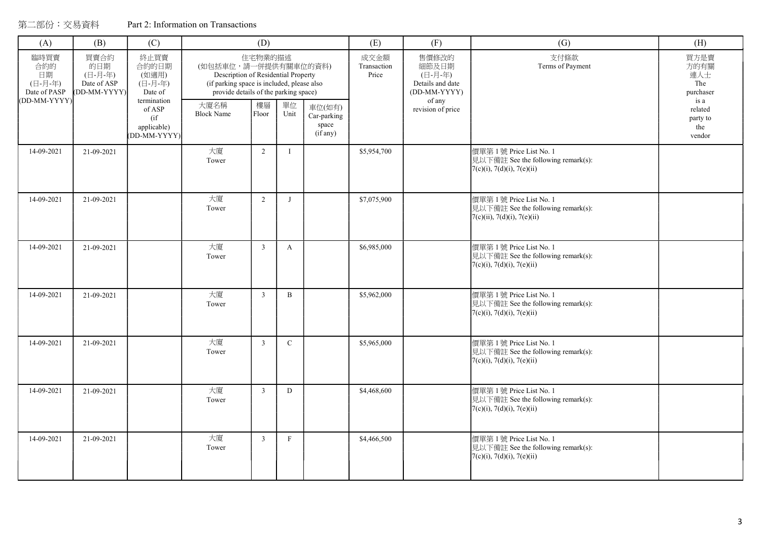第二部份：交易資料　　Part 2: Information on Transactions

| (A) | (B) | (C) | (D) | | | | (E) | (F) | (G) | (H) |
|---|---|---|---|---|---|---|---|---|---|---|
| 臨時買賣合約的日期 (日-月-年) Date of PASP (DD-MM-YYYY) | 買賣合約的日期 (日-月-年) Date of ASP (DD-MM-YYYY) | 終止買賣合約的日期 (如適用) (日-月-年) Date of termination of ASP (if applicable) (DD-MM-YYYY) | 住宅物業的描述 (如包括車位，請一併提供有關車位的資料) Description of Residential Property (if parking space is included, please also provide details of the parking space) | | | | 成交金額 Transaction Price | 售價修改的細節及日期 (日-月-年) Details and date (DD-MM-YYYY) of any revision of price | 支付條款 Terms of Payment | 買方是賣方的有關連人士 The purchaser is a related party to the vendor |
| | | | 大廈名稱 Block Name | 樓層 Floor | 單位 Unit | 車位(如有) Car-parking space (if any) | | | | |
| 14-09-2021 | 21-09-2021 | | 大廈 Tower | 2 | I | | $5,954,700 | | 價單第 1 號 Price List No. 1<br>見以下備註 See the following remark(s):<br>7(c)(i), 7(d)(i), 7(e)(ii) | |
| 14-09-2021 | 21-09-2021 | | 大廈 Tower | 2 | J | | $7,075,900 | | 價單第 1 號 Price List No. 1<br>見以下備註 See the following remark(s):<br>7(c)(ii), 7(d)(i), 7(e)(ii) | |
| 14-09-2021 | 21-09-2021 | | 大廈 Tower | 3 | A | | $6,985,000 | | 價單第 1 號 Price List No. 1<br>見以下備註 See the following remark(s):<br>7(c)(i), 7(d)(i), 7(e)(ii) | |
| 14-09-2021 | 21-09-2021 | | 大廈 Tower | 3 | B | | $5,962,000 | | 價單第 1 號 Price List No. 1<br>見以下備註 See the following remark(s):<br>7(c)(i), 7(d)(i), 7(e)(ii) | |
| 14-09-2021 | 21-09-2021 | | 大廈 Tower | 3 | C | | $5,965,000 | | 價單第 1 號 Price List No. 1<br>見以下備註 See the following remark(s):<br>7(c)(i), 7(d)(i), 7(e)(ii) | |
| 14-09-2021 | 21-09-2021 | | 大廈 Tower | 3 | D | | $4,468,600 | | 價單第 1 號 Price List No. 1<br>見以下備註 See the following remark(s):<br>7(c)(i), 7(d)(i), 7(e)(ii) | |
| 14-09-2021 | 21-09-2021 | | 大廈 Tower | 3 | F | | $4,466,500 | | 價單第 1 號 Price List No. 1<br>見以下備註 See the following remark(s):<br>7(c)(i), 7(d)(i), 7(e)(ii) | |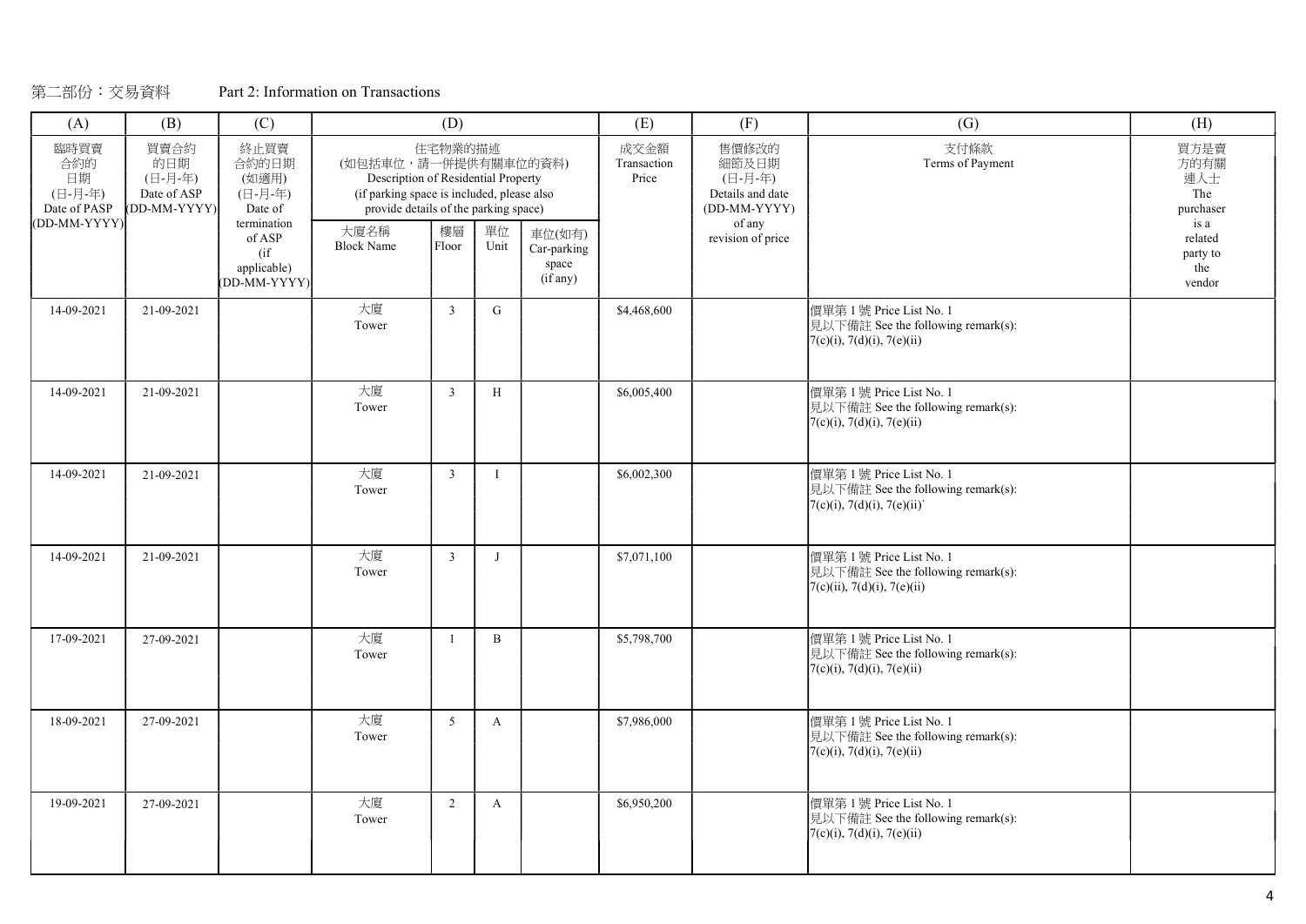第二部份：交易資料　　　Part 2: Information on Transactions

| (A) | (B) | (C) | (D) | | | | (E) | (F) | (G) | (H) |
|---|---|---|---|---|---|---|---|---|---|---|
| 臨時買賣合約的日期 (日-月-年) Date of PASP (DD-MM-YYYY) | 買賣合約的日期 (日-月-年) Date of ASP (DD-MM-YYYY) | 終止買賣合約的日期 (如適用) (日-月-年) Date of termination of ASP (if applicable) (DD-MM-YYYY) | 住宅物業的描述 (如包括車位，請一併提供有關車位的資料) Description of Residential Property (if parking space is included, please also provide details of the parking space) | | | | 成交金額 Transaction Price | 售價修改的細節及日期 (日-月-年) Details and date (DD-MM-YYYY) of any revision of price | 支付條款 Terms of Payment | 買方是賣方的有關連人士 The purchaser is a related party to the vendor |
| | | | 大廈名稱 Block Name | 樓層 Floor | 單位 Unit | 車位(如有) Car-parking space (if any) | | | | |
| 14-09-2021 | 21-09-2021 | | 大廈 Tower | 3 | G | | $4,468,600 | | 價單第 1 號 Price List No. 1 見以下備註 See the following remark(s): 7(c)(i), 7(d)(i), 7(e)(ii) | |
| 14-09-2021 | 21-09-2021 | | 大廈 Tower | 3 | H | | $6,005,400 | | 價單第 1 號 Price List No. 1 見以下備註 See the following remark(s): 7(c)(i), 7(d)(i), 7(e)(ii) | |
| 14-09-2021 | 21-09-2021 | | 大廈 Tower | 3 | I | | $6,002,300 | | 價單第 1 號 Price List No. 1 見以下備註 See the following remark(s): 7(c)(i), 7(d)(i), 7(e)(ii)` | |
| 14-09-2021 | 21-09-2021 | | 大廈 Tower | 3 | J | | $7,071,100 | | 價單第 1 號 Price List No. 1 見以下備註 See the following remark(s): 7(c)(ii), 7(d)(i), 7(e)(ii) | |
| 17-09-2021 | 27-09-2021 | | 大廈 Tower | 1 | B | | $5,798,700 | | 價單第 1 號 Price List No. 1 見以下備註 See the following remark(s): 7(c)(i), 7(d)(i), 7(e)(ii) | |
| 18-09-2021 | 27-09-2021 | | 大廈 Tower | 5 | A | | $7,986,000 | | 價單第 1 號 Price List No. 1 見以下備註 See the following remark(s): 7(c)(i), 7(d)(i), 7(e)(ii) | |
| 19-09-2021 | 27-09-2021 | | 大廈 Tower | 2 | A | | $6,950,200 | | 價單第 1 號 Price List No. 1 見以下備註 See the following remark(s): 7(c)(i), 7(d)(i), 7(e)(ii) | |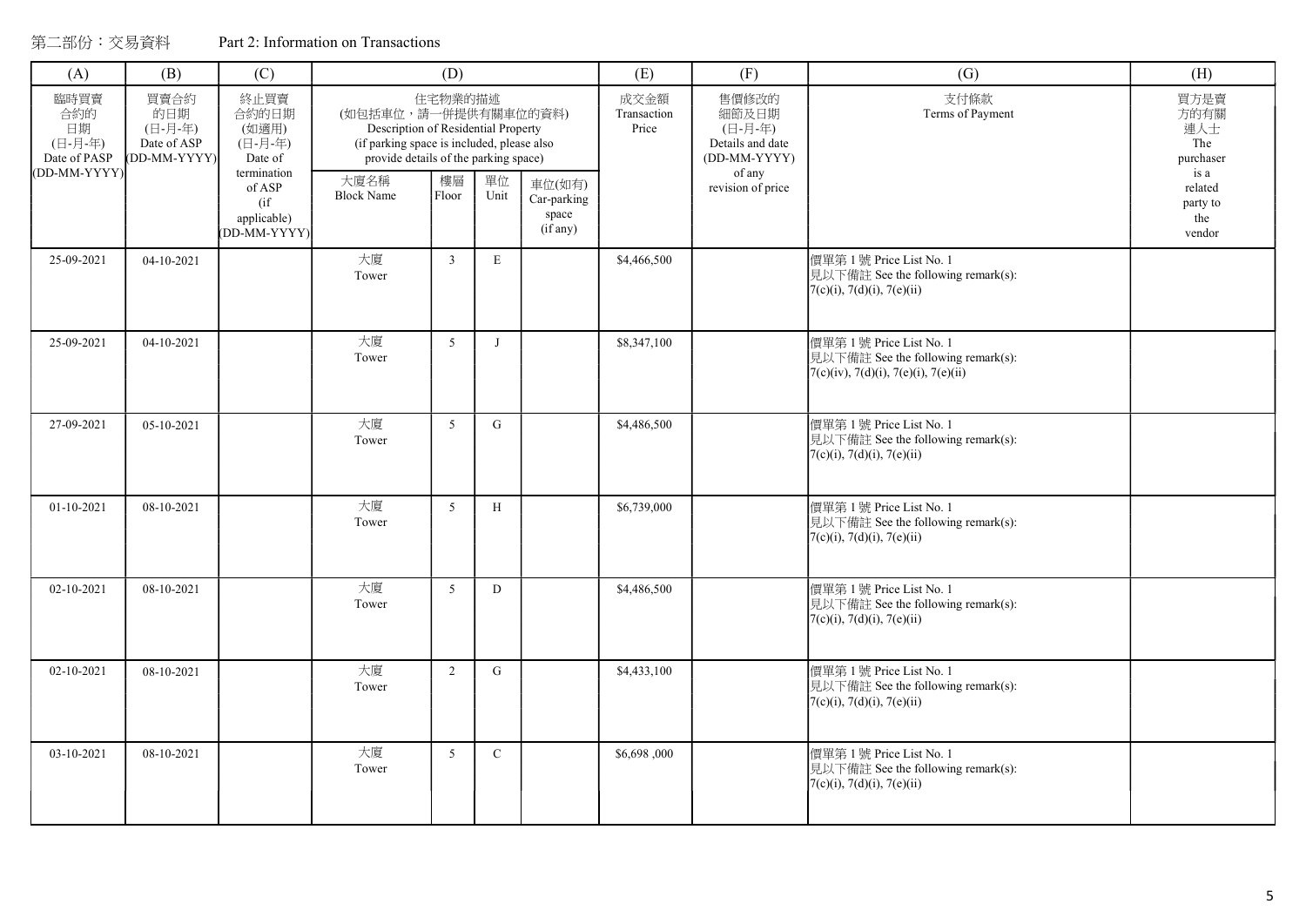第二部份：交易資料　　Part 2: Information on Transactions

| (A) | (B) | (C) | (D) | | | | (E) | (F) | (G) | (H) |
|---|---|---|---|---|---|---|---|---|---|---|
| 臨時買賣合約的日期 (日-月-年) Date of PASP (DD-MM-YYYY) | 買賣合約的日期 (日-月-年) Date of ASP (DD-MM-YYYY) | 終止買賣合約的日期 (如適用) (日-月-年) Date of termination of ASP (if applicable) (DD-MM-YYYY) | 住宅物業的描述 (如包括車位，請一併提供有關車位的資料) Description of Residential Property (if parking space is included, please also provide details of the parking space) | | | | 成交金額 Transaction Price | 售價修改的細節及日期 (日-月-年) Details and date (DD-MM-YYYY) of any revision of price | 支付條款 Terms of Payment | 買方是賣方的有關連人士 The purchaser is a related party to the vendor |
| | | | 大廈名稱 Block Name | 樓層 Floor | 單位 Unit | 車位(如有) Car-parking space (if any) | | | | |
| 25-09-2021 | 04-10-2021 | | 大廈 Tower | 3 | E | | $4,466,500 | | 價單第 1 號 Price List No. 1 見以下備註 See the following remark(s): 7(c)(i), 7(d)(i), 7(e)(ii) | |
| 25-09-2021 | 04-10-2021 | | 大廈 Tower | 5 | J | | $8,347,100 | | 價單第 1 號 Price List No. 1 見以下備註 See the following remark(s): 7(c)(iv), 7(d)(i), 7(e)(i), 7(e)(ii) | |
| 27-09-2021 | 05-10-2021 | | 大廈 Tower | 5 | G | | $4,486,500 | | 價單第 1 號 Price List No. 1 見以下備註 See the following remark(s): 7(c)(i), 7(d)(i), 7(e)(ii) | |
| 01-10-2021 | 08-10-2021 | | 大廈 Tower | 5 | H | | $6,739,000 | | 價單第 1 號 Price List No. 1 見以下備註 See the following remark(s): 7(c)(i), 7(d)(i), 7(e)(ii) | |
| 02-10-2021 | 08-10-2021 | | 大廈 Tower | 5 | D | | $4,486,500 | | 價單第 1 號 Price List No. 1 見以下備註 See the following remark(s): 7(c)(i), 7(d)(i), 7(e)(ii) | |
| 02-10-2021 | 08-10-2021 | | 大廈 Tower | 2 | G | | $4,433,100 | | 價單第 1 號 Price List No. 1 見以下備註 See the following remark(s): 7(c)(i), 7(d)(i), 7(e)(ii) | |
| 03-10-2021 | 08-10-2021 | | 大廈 Tower | 5 | C | | $6,698 ,000 | | 價單第 1 號 Price List No. 1 見以下備註 See the following remark(s): 7(c)(i), 7(d)(i), 7(e)(ii) | |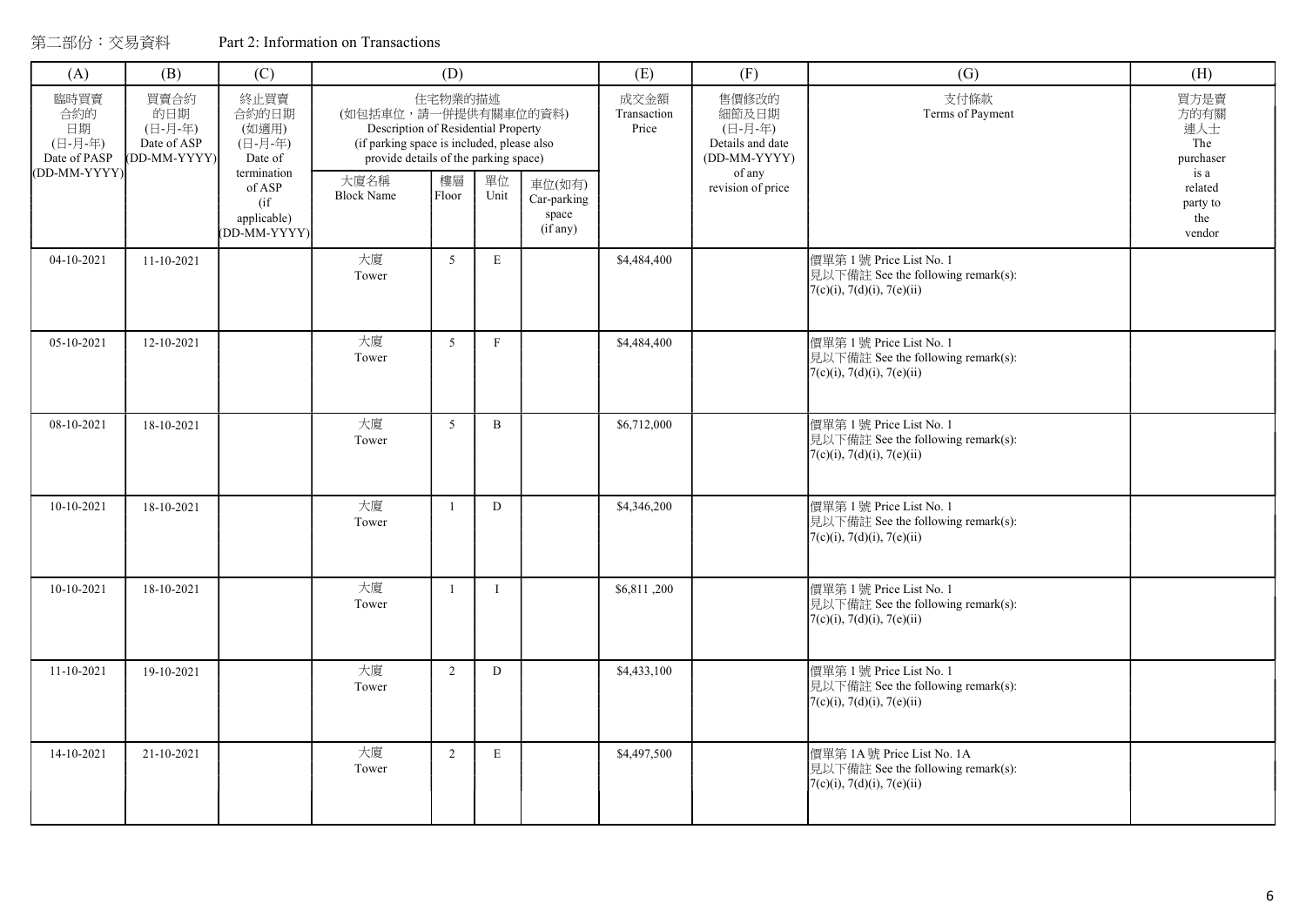第二部份：交易資料　　Part 2: Information on Transactions

| (A) | (B) | (C) | (D) | | | | (E) | (F) | (G) | (H) |
|---|---|---|---|---|---|---|---|---|---|---|
| 臨時買賣合約的日期 (日-月-年) Date of PASP (DD-MM-YYYY) | 買賣合約的日期 (日-月-年) Date of ASP (DD-MM-YYYY) | 終止買賣合約的日期 (如適用) (日-月-年) Date of termination of ASP (if applicable) (DD-MM-YYYY) | 住宅物業的描述 (如包括車位，請一併提供有關車位的資料) Description of Residential Property (if parking space is included, please also provide details of the parking space) | | | | 成交金額 Transaction Price | 售價修改的細節及日期 (日-月-年) Details and date (DD-MM-YYYY) of any revision of price | 支付條款 Terms of Payment | 買方是賣方的有關連人士 The purchaser is a related party to the vendor |
| | | | 大廈名稱 Block Name | 樓層 Floor | 單位 Unit | 車位(如有) Car-parking space (if any) | | | | |
| 04-10-2021 | 11-10-2021 | | 大廈 Tower | 5 | E | | $4,484,400 | | 價單第 1 號 Price List No. 1<br>見以下備註 See the following remark(s):<br>7(c)(i), 7(d)(i), 7(e)(ii) | |
| 05-10-2021 | 12-10-2021 | | 大廈 Tower | 5 | F | | $4,484,400 | | 價單第 1 號 Price List No. 1<br>見以下備註 See the following remark(s):<br>7(c)(i), 7(d)(i), 7(e)(ii) | |
| 08-10-2021 | 18-10-2021 | | 大廈 Tower | 5 | B | | $6,712,000 | | 價單第 1 號 Price List No. 1<br>見以下備註 See the following remark(s):<br>7(c)(i), 7(d)(i), 7(e)(ii) | |
| 10-10-2021 | 18-10-2021 | | 大廈 Tower | 1 | D | | $4,346,200 | | 價單第 1 號 Price List No. 1<br>見以下備註 See the following remark(s):<br>7(c)(i), 7(d)(i), 7(e)(ii) | |
| 10-10-2021 | 18-10-2021 | | 大廈 Tower | 1 | I | | $6,811 ,200 | | 價單第 1 號 Price List No. 1<br>見以下備註 See the following remark(s):<br>7(c)(i), 7(d)(i), 7(e)(ii) | |
| 11-10-2021 | 19-10-2021 | | 大廈 Tower | 2 | D | | $4,433,100 | | 價單第 1 號 Price List No. 1<br>見以下備註 See the following remark(s):<br>7(c)(i), 7(d)(i), 7(e)(ii) | |
| 14-10-2021 | 21-10-2021 | | 大廈 Tower | 2 | E | | $4,497,500 | | 價單第 1A 號 Price List No. 1A<br>見以下備註 See the following remark(s):<br>7(c)(i), 7(d)(i), 7(e)(ii) | |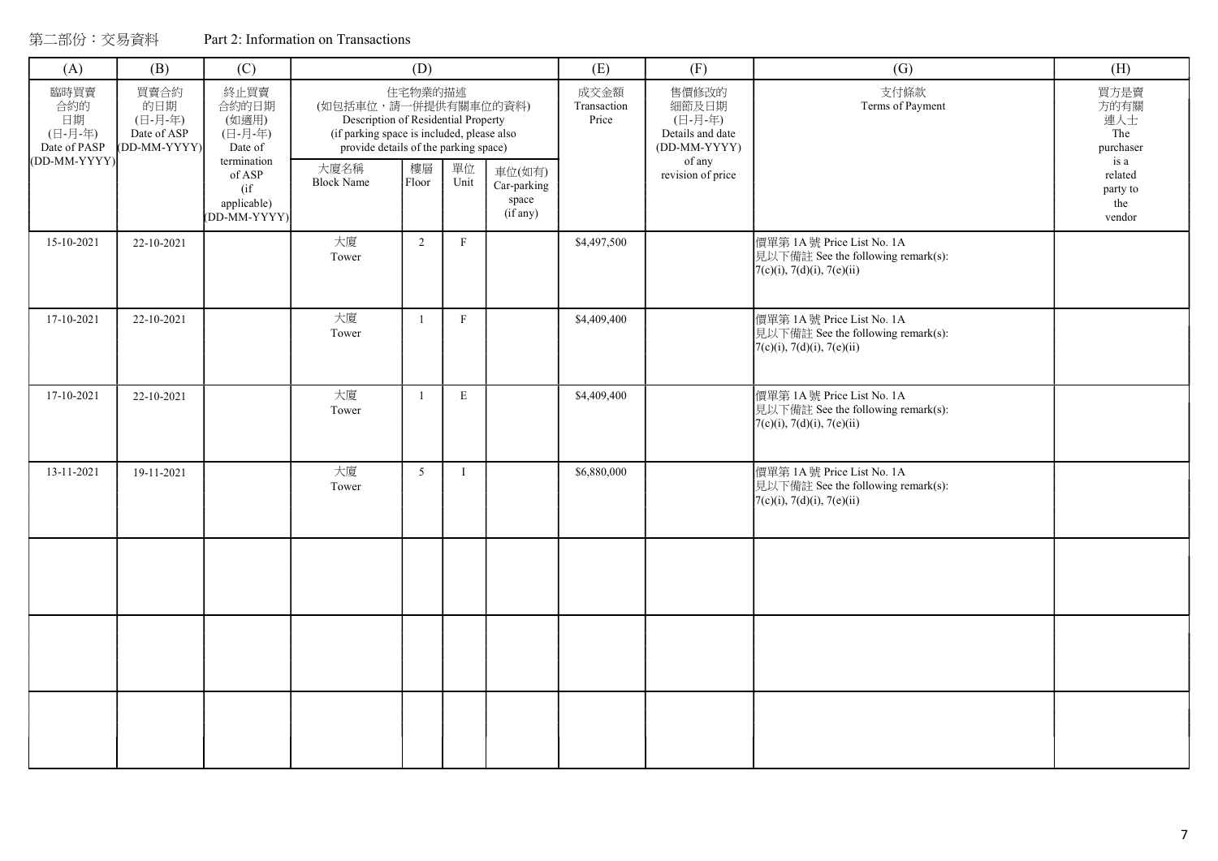第二部份：交易資料　　Part 2: Information on Transactions

| (A) | (B) | (C) | (D) | | | | (E) | (F) | (G) | (H) |
|---|---|---|---|---|---|---|---|---|---|---|
| 臨時買賣合約的日期 (日-月-年) Date of PASP (DD-MM-YYYY) | 買賣合約的日期 (日-月-年) Date of ASP (DD-MM-YYYY) | 終止買賣合約的日期 (如適用) (日-月-年) Date of termination of ASP (if applicable) (DD-MM-YYYY) | 住宅物業的描述 (如包括車位，請一併提供有關車位的資料) Description of Residential Property (if parking space is included, please also provide details of the parking space) | | | | 成交金額 Transaction Price | 售價修改的細節及日期 (日-月-年) Details and date (DD-MM-YYYY) of any revision of price | 支付條款 Terms of Payment | 買方是賣方的有關連人士 The purchaser is a related party to the vendor |
| | | | 大廈名稱 Block Name | 樓層 Floor | 單位 Unit | 車位(如有) Car-parking space (if any) | | | | |
| 15-10-2021 | 22-10-2021 | | 大廈 Tower | 2 | F | | $4,497,500 | | 價單第 1A 號 Price List No. 1A 見以下備註 See the following remark(s): 7(c)(i), 7(d)(i), 7(e)(ii) | |
| 17-10-2021 | 22-10-2021 | | 大廈 Tower | 1 | F | | $4,409,400 | | 價單第 1A 號 Price List No. 1A 見以下備註 See the following remark(s): 7(c)(i), 7(d)(i), 7(e)(ii) | |
| 17-10-2021 | 22-10-2021 | | 大廈 Tower | 1 | E | | $4,409,400 | | 價單第 1A 號 Price List No. 1A 見以下備註 See the following remark(s): 7(c)(i), 7(d)(i), 7(e)(ii) | |
| 13-11-2021 | 19-11-2021 | | 大廈 Tower | 5 | I | | $6,880,000 | | 價單第 1A 號 Price List No. 1A 見以下備註 See the following remark(s): 7(c)(i), 7(d)(i), 7(e)(ii) | |
| | | | | | | | | | | |
| | | | | | | | | | | |
| | | | | | | | | | | |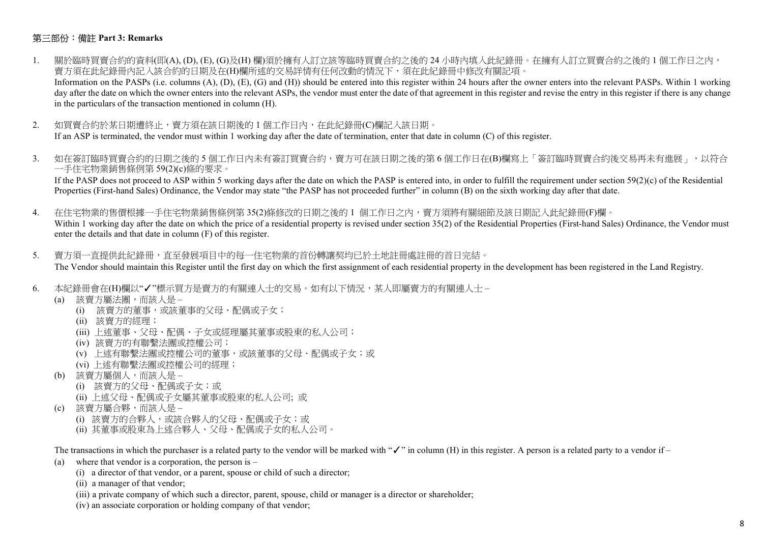### 第三部份：備註 Part 3: Remarks

1. 關於臨時買賣合約的資料(即(A), (D), (E), (G)及(H) 欄)須於擁有人訂立該等臨時買賣合約之後的 24 小時內填入此紀錄冊。在擁有人訂立買賣合約之後的 1 個工作日之內，賣方須在此紀錄冊內記入該合約的日期及在(H)欄所述的交易詳情有任何改動的情況下，須在此紀錄冊中修改有關記項。
   Information on the PASPs (i.e. columns (A), (D), (E), (G) and (H)) should be entered into this register within 24 hours after the owner enters into the relevant PASPs. Within 1 working day after the date on which the owner enters into the relevant ASPs, the vendor must enter the date of that agreement in this register and revise the entry in this register if there is any change in the particulars of the transaction mentioned in column (H).

2. 如買賣合約於某日期遭終止，賣方須在該日期後的 1 個工作日內，在此紀錄冊(C)欄記入該日期。
   If an ASP is terminated, the vendor must within 1 working day after the date of termination, enter that date in column (C) of this register.

3. 如在簽訂臨時買賣合約的日期之後的 5 個工作日內未有簽訂買賣合約，賣方可在該日期之後的第 6 個工作日在(B)欄寫上「簽訂臨時買賣合約後交易再未有進展」，以符合一手住宅物業銷售條例第 59(2)(c)條的要求。
   If the PASP does not proceed to ASP within 5 working days after the date on which the PASP is entered into, in order to fulfill the requirement under section 59(2)(c) of the Residential Properties (First-hand Sales) Ordinance, the Vendor may state "the PASP has not proceeded further" in column (B) on the sixth working day after that date.

4. 在住宅物業的售價根據一手住宅物業銷售條例第 35(2)條修改的日期之後的 1 個工作日之內，賣方須將有關細節及該日期記入此紀錄冊(F)欄。
   Within 1 working day after the date on which the price of a residential property is revised under section 35(2) of the Residential Properties (First-hand Sales) Ordinance, the Vendor must enter the details and that date in column (F) of this register.

5. 賣方須一直提供此紀錄冊，直至發展項目中的每一住宅物業的首份轉讓契均已於土地註冊處註冊的首日完結。
   The Vendor should maintain this Register until the first day on which the first assignment of each residential property in the development has been registered in the Land Registry.

6. 本紀錄冊會在(H)欄以"✓"標示買方是賣方的有關連人士的交易。如有以下情況，某人即屬賣方的有關連人士 –
   (a) 該賣方屬法團，而該人是 –
      (i) 該賣方的董事，或該董事的父母、配偶或子女；
      (ii) 該賣方的經理；
      (iii) 上述董事、父母、配偶、子女或經理屬其董事或股東的私人公司；
      (iv) 該賣方的有聯繫法團或控權公司；
      (v) 上述有聯繫法團或控權公司的董事，或該董事的父母、配偶或子女；或
      (vi) 上述有聯繫法團或控權公司的經理；
   (b) 該賣方屬個人，而該人是 –
      (i) 該賣方的父母、配偶或子女；或
      (ii) 上述父母、配偶或子女屬其董事或股東的私人公司; 或
   (c) 該賣方屬合夥，而該人是 –
      (i) 該賣方的合夥人，或該合夥人的父母、配偶或子女；或
      (ii) 其董事或股東為上述合夥人、父母、配偶或子女的私人公司。

   The transactions in which the purchaser is a related party to the vendor will be marked with "✓" in column (H) in this register. A person is a related party to a vendor if –
   (a) where that vendor is a corporation, the person is –
      (i) a director of that vendor, or a parent, spouse or child of such a director;
      (ii) a manager of that vendor;
      (iii) a private company of which such a director, parent, spouse, child or manager is a director or shareholder;
      (iv) an associate corporation or holding company of that vendor;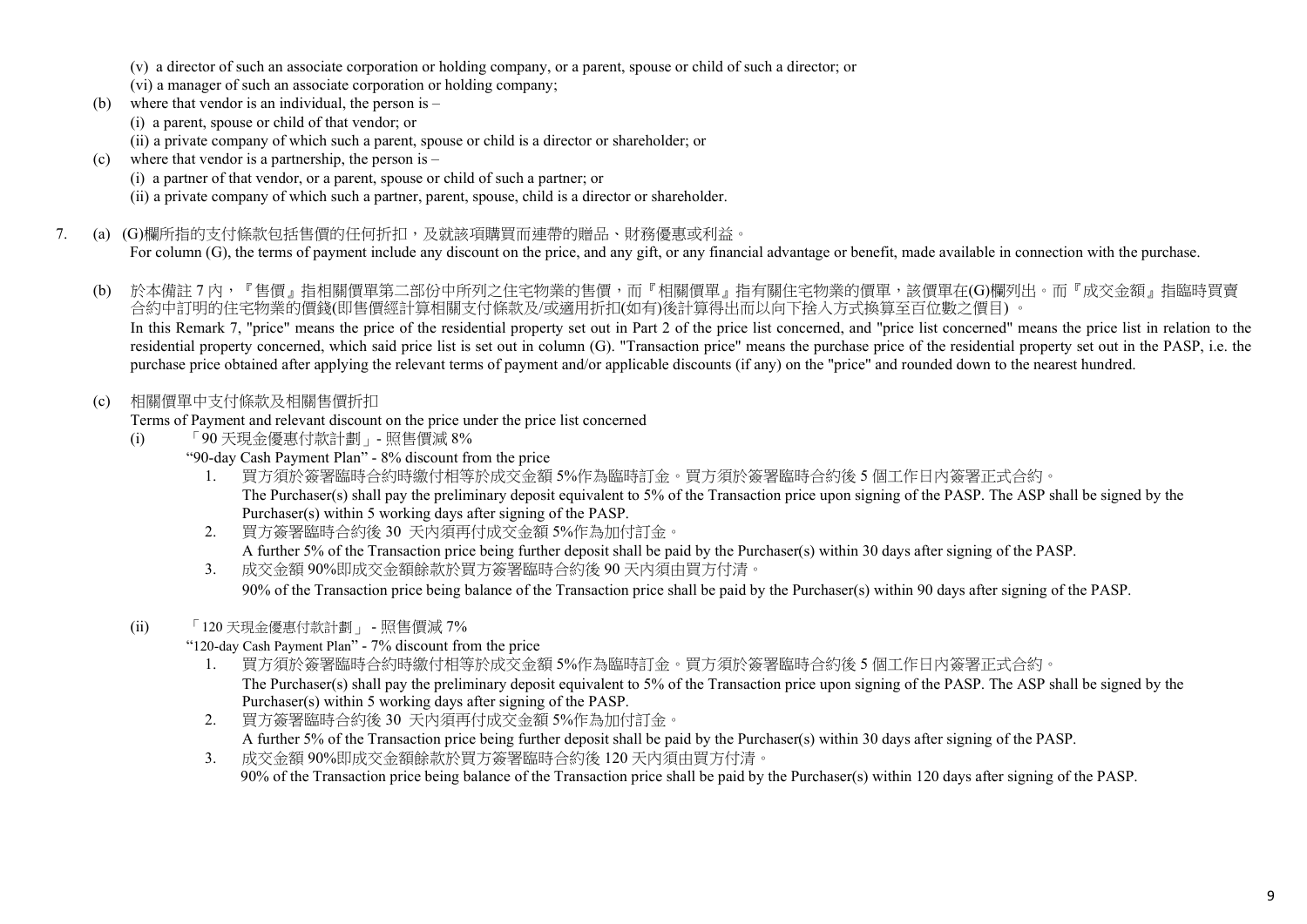(v) a director of such an associate corporation or holding company, or a parent, spouse or child of such a director; or

(vi) a manager of such an associate corporation or holding company;

(b) where that vendor is an individual, the person is –

(i) a parent, spouse or child of that vendor; or

(ii) a private company of which such a parent, spouse or child is a director or shareholder; or

(c) where that vendor is a partnership, the person is –

(i) a partner of that vendor, or a parent, spouse or child of such a partner; or

(ii) a private company of which such a partner, parent, spouse, child is a director or shareholder.

7. (a) (G)欄所指的支付條款包括售價的任何折扣，及就該項購買而連帶的贈品、財務優惠或利益。

For column (G), the terms of payment include any discount on the price, and any gift, or any financial advantage or benefit, made available in connection with the purchase.

(b) 於本備註 7 內，『售價』指相關價單第二部份中所列之住宅物業的售價，而『相關價單』指有關住宅物業的價單，該價單在(G)欄列出。而『成交金額』指臨時買賣合約中訂明的住宅物業的價錢(即售價經計算相關支付條款及/或適用折扣(如有)後計算得出而以向下捨入方式換算至百位數之價目) 。

In this Remark 7, "price" means the price of the residential property set out in Part 2 of the price list concerned, and "price list concerned" means the price list in relation to the residential property concerned, which said price list is set out in column (G). "Transaction price" means the purchase price of the residential property set out in the PASP, i.e. the purchase price obtained after applying the relevant terms of payment and/or applicable discounts (if any) on the "price" and rounded down to the nearest hundred.

(c) 相關價單中支付條款及相關售價折扣

Terms of Payment and relevant discount on the price under the price list concerned

(i) 「90 天現金優惠付款計劃」- 照售價減 8%

"90-day Cash Payment Plan" - 8% discount from the price

1. 買方須於簽署臨時合約時繳付相等於成交金額 5%作為臨時訂金。買方須於簽署臨時合約後 5 個工作日內簽署正式合約。
   The Purchaser(s) shall pay the preliminary deposit equivalent to 5% of the Transaction price upon signing of the PASP. The ASP shall be signed by the Purchaser(s) within 5 working days after signing of the PASP.
2. 買方簽署臨時合約後 30 天內須再付成交金額 5%作為加付訂金。
   A further 5% of the Transaction price being further deposit shall be paid by the Purchaser(s) within 30 days after signing of the PASP.
3. 成交金額 90%即成交金額餘款於買方簽署臨時合約後 90 天內須由買方付清。
   90% of the Transaction price being balance of the Transaction price shall be paid by the Purchaser(s) within 90 days after signing of the PASP.

(ii) 「120 天現金優惠付款計劃」 - 照售價減 7%

"120-day Cash Payment Plan" - 7% discount from the price

1. 買方須於簽署臨時合約時繳付相等於成交金額 5%作為臨時訂金。買方須於簽署臨時合約後 5 個工作日內簽署正式合約。
   The Purchaser(s) shall pay the preliminary deposit equivalent to 5% of the Transaction price upon signing of the PASP. The ASP shall be signed by the Purchaser(s) within 5 working days after signing of the PASP.
2. 買方簽署臨時合約後 30 天內須再付成交金額 5%作為加付訂金。
   A further 5% of the Transaction price being further deposit shall be paid by the Purchaser(s) within 30 days after signing of the PASP.
3. 成交金額 90%即成交金額餘款於買方簽署臨時合約後 120 天內須由買方付清。
   90% of the Transaction price being balance of the Transaction price shall be paid by the Purchaser(s) within 120 days after signing of the PASP.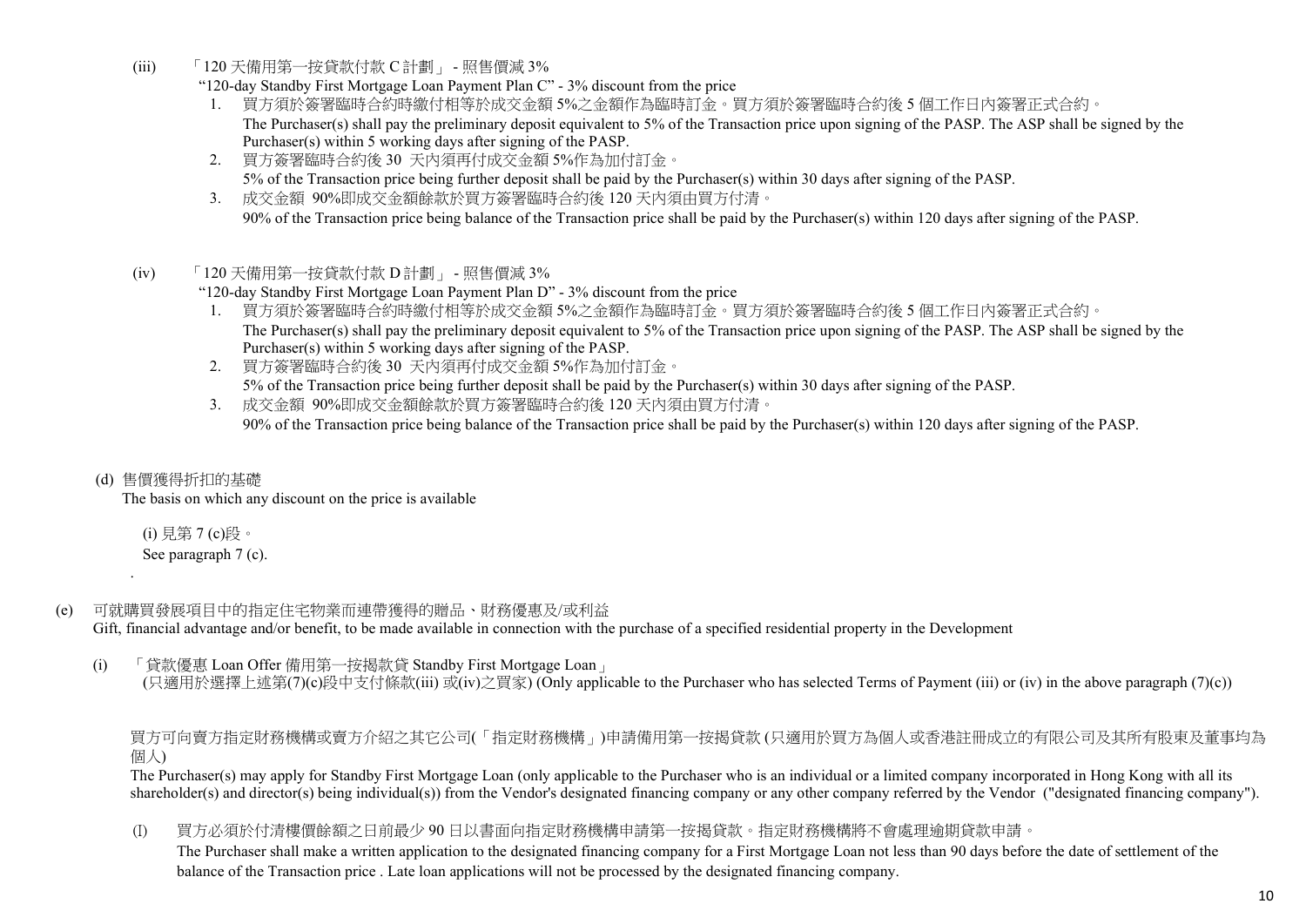(iii) 「120 天備用第一按貸款付款 C 計劃」 - 照售價減 3%

"120-day Standby First Mortgage Loan Payment Plan C" - 3% discount from the price

1. 買方須於簽署臨時合約時繳付相等於成交金額 5%之金額作為臨時訂金。買方須於簽署臨時合約後 5 個工作日內簽署正式合約。
   The Purchaser(s) shall pay the preliminary deposit equivalent to 5% of the Transaction price upon signing of the PASP. The ASP shall be signed by the Purchaser(s) within 5 working days after signing of the PASP.
2. 買方簽署臨時合約後 30 天內須再付成交金額 5%作為加付訂金。
   5% of the Transaction price being further deposit shall be paid by the Purchaser(s) within 30 days after signing of the PASP.
3. 成交金額 90%即成交金額餘款於買方簽署臨時合約後 120 天內須由買方付清。
   90% of the Transaction price being balance of the Transaction price shall be paid by the Purchaser(s) within 120 days after signing of the PASP.

(iv) 「120 天備用第一按貸款付款 D 計劃」 - 照售價減 3%

"120-day Standby First Mortgage Loan Payment Plan D" - 3% discount from the price

1. 買方須於簽署臨時合約時繳付相等於成交金額 5%之金額作為臨時訂金。買方須於簽署臨時合約後 5 個工作日內簽署正式合約。
   The Purchaser(s) shall pay the preliminary deposit equivalent to 5% of the Transaction price upon signing of the PASP. The ASP shall be signed by the Purchaser(s) within 5 working days after signing of the PASP.
2. 買方簽署臨時合約後 30 天內須再付成交金額 5%作為加付訂金。
   5% of the Transaction price being further deposit shall be paid by the Purchaser(s) within 30 days after signing of the PASP.
3. 成交金額 90%即成交金額餘款於買方簽署臨時合約後 120 天內須由買方付清。
   90% of the Transaction price being balance of the Transaction price shall be paid by the Purchaser(s) within 120 days after signing of the PASP.

(d) 售價獲得折扣的基礎

The basis on which any discount on the price is available

(i) 見第 7 (c)段。
See paragraph 7 (c).

.

(e) 可就購買發展項目中的指定住宅物業而連帶獲得的贈品、財務優惠及/或利益

Gift, financial advantage and/or benefit, to be made available in connection with the purchase of a specified residential property in the Development

(i) 「貸款優惠 Loan Offer 備用第一按揭款貸 Standby First Mortgage Loan」
(只適用於選擇上述第(7)(c)段中支付條款(iii) 或(iv)之買家) (Only applicable to the Purchaser who has selected Terms of Payment (iii) or (iv) in the above paragraph (7)(c))

買方可向賣方指定財務機構或賣方介紹之其它公司(「指定財務機構」)申請備用第一按揭貸款 (只適用於買方為個人或香港註冊成立的有限公司及其所有股東及董事均為個人)

The Purchaser(s) may apply for Standby First Mortgage Loan (only applicable to the Purchaser who is an individual or a limited company incorporated in Hong Kong with all its shareholder(s) and director(s) being individual(s)) from the Vendor's designated financing company or any other company referred by the Vendor ("designated financing company").

(I) 買方必須於付清樓價餘額之日前最少 90 日以書面向指定財務機構申請第一按揭貸款。指定財務機構將不會處理逾期貸款申請。
The Purchaser shall make a written application to the designated financing company for a First Mortgage Loan not less than 90 days before the date of settlement of the balance of the Transaction price . Late loan applications will not be processed by the designated financing company.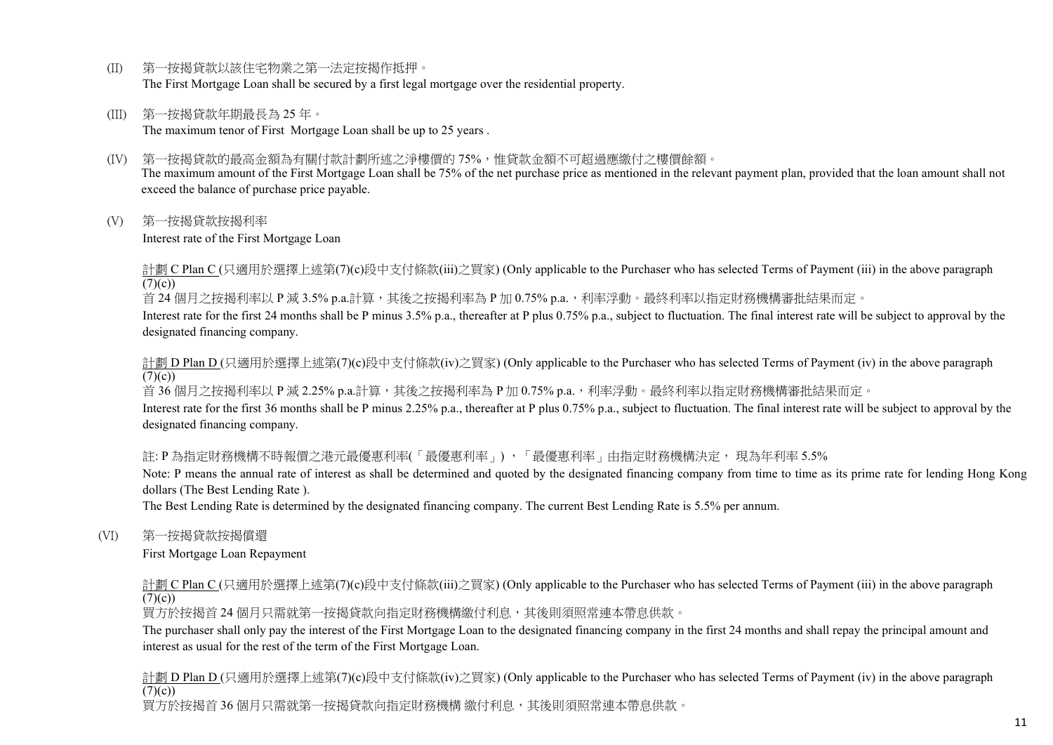(II) 第一按揭貸款以該住宅物業之第一法定按揭作抵押。
The First Mortgage Loan shall be secured by a first legal mortgage over the residential property.

(III) 第一按揭貸款年期最長為 25 年。
The maximum tenor of First Mortgage Loan shall be up to 25 years .

(IV) 第一按揭貸款的最高金額為有關付款計劃所述之淨樓價的 75%，惟貸款金額不可超過應繳付之樓價餘額。
The maximum amount of the First Mortgage Loan shall be 75% of the net purchase price as mentioned in the relevant payment plan, provided that the loan amount shall not exceed the balance of purchase price payable.

(V) 第一按揭貸款按揭利率
Interest rate of the First Mortgage Loan

計劃 C Plan C (只適用於選擇上述第(7)(c)段中支付條款(iii)之買家) (Only applicable to the Purchaser who has selected Terms of Payment (iii) in the above paragraph (7)(c))
首 24 個月之按揭利率以 P 減 3.5% p.a.計算，其後之按揭利率為 P 加 0.75% p.a.，利率浮動。最終利率以指定財務機構審批結果而定。
Interest rate for the first 24 months shall be P minus 3.5% p.a., thereafter at P plus 0.75% p.a., subject to fluctuation. The final interest rate will be subject to approval by the designated financing company.

計劃 D Plan D (只適用於選擇上述第(7)(c)段中支付條款(iv)之買家) (Only applicable to the Purchaser who has selected Terms of Payment (iv) in the above paragraph (7)(c))
首 36 個月之按揭利率以 P 減 2.25% p.a.計算，其後之按揭利率為 P 加 0.75% p.a.，利率浮動。最終利率以指定財務機構審批結果而定。
Interest rate for the first 36 months shall be P minus 2.25% p.a., thereafter at P plus 0.75% p.a., subject to fluctuation. The final interest rate will be subject to approval by the designated financing company.

註: P 為指定財務機構不時報價之港元最優惠利率(「最優惠利率」)，「最優惠利率」由指定財務機構決定， 現為年利率 5.5%
Note: P means the annual rate of interest as shall be determined and quoted by the designated financing company from time to time as its prime rate for lending Hong Kong dollars (The Best Lending Rate ).
The Best Lending Rate is determined by the designated financing company. The current Best Lending Rate is 5.5% per annum.

(VI) 第一按揭貸款按揭償還
First Mortgage Loan Repayment

計劃 C Plan C (只適用於選擇上述第(7)(c)段中支付條款(iii)之買家) (Only applicable to the Purchaser who has selected Terms of Payment (iii) in the above paragraph (7)(c))
買方於按揭首 24 個月只需就第一按揭貸款向指定財務機構繳付利息，其後則須照常連本帶息供款。
The purchaser shall only pay the interest of the First Mortgage Loan to the designated financing company in the first 24 months and shall repay the principal amount and interest as usual for the rest of the term of the First Mortgage Loan.

計劃 D Plan D (只適用於選擇上述第(7)(c)段中支付條款(iv)之買家) (Only applicable to the Purchaser who has selected Terms of Payment (iv) in the above paragraph (7)(c))
買方於按揭首 36 個月只需就第一按揭貸款向指定財務機構 繳付利息，其後則須照常連本帶息供款。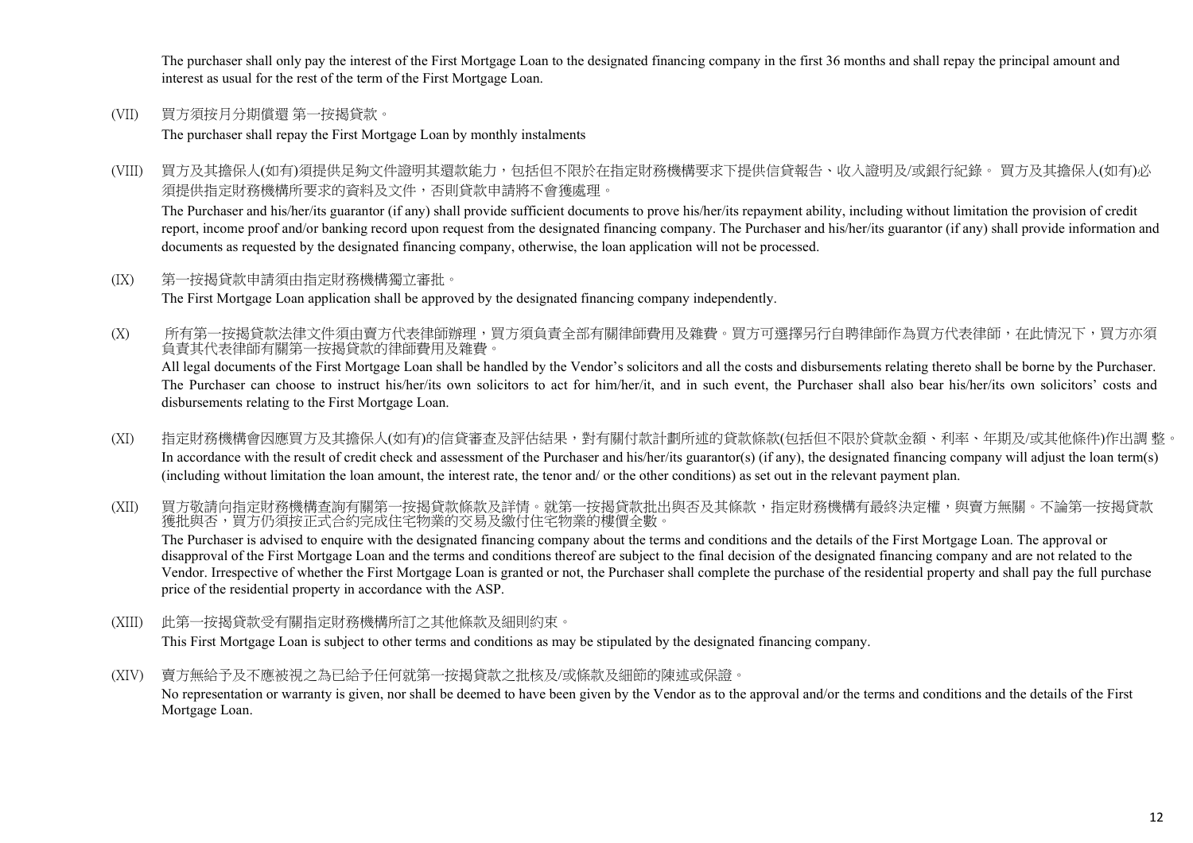The purchaser shall only pay the interest of the First Mortgage Loan to the designated financing company in the first 36 months and shall repay the principal amount and interest as usual for the rest of the term of the First Mortgage Loan.

(VII) 買方須按月分期償還 第一按揭貸款。

The purchaser shall repay the First Mortgage Loan by monthly instalments

(VIII) 買方及其擔保人(如有)須提供足夠文件證明其還款能力，包括但不限於在指定財務機構要求下提供信貸報告、收入證明及/或銀行紀錄。 買方及其擔保人(如有)必須提供指定財務機構所要求的資料及文件，否則貸款申請將不會獲處理。

The Purchaser and his/her/its guarantor (if any) shall provide sufficient documents to prove his/her/its repayment ability, including without limitation the provision of credit report, income proof and/or banking record upon request from the designated financing company. The Purchaser and his/her/its guarantor (if any) shall provide information and documents as requested by the designated financing company, otherwise, the loan application will not be processed.

(IX) 第一按揭貸款申請須由指定財務機構獨立審批。

The First Mortgage Loan application shall be approved by the designated financing company independently.

(X) 所有第一按揭貸款法律文件須由賣方代表律師辦理，買方須負責全部有關律師費用及雜費。買方可選擇另行自聘律師作為買方代表律師，在此情況下，買方亦須負責其代表律師有關第一按揭貸款的律師費用及雜費。

All legal documents of the First Mortgage Loan shall be handled by the Vendor's solicitors and all the costs and disbursements relating thereto shall be borne by the Purchaser. The Purchaser can choose to instruct his/her/its own solicitors to act for him/her/it, and in such event, the Purchaser shall also bear his/her/its own solicitors' costs and disbursements relating to the First Mortgage Loan.

(XI) 指定財務機構會因應買方及其擔保人(如有)的信貸審查及評估結果，對有關付款計劃所述的貸款條款(包括但不限於貸款金額、利率、年期及/或其他條件)作出調 整。

In accordance with the result of credit check and assessment of the Purchaser and his/her/its guarantor(s) (if any), the designated financing company will adjust the loan term(s) (including without limitation the loan amount, the interest rate, the tenor and/ or the other conditions) as set out in the relevant payment plan.

(XII) 買方敬請向指定財務機構查詢有關第一按揭貸款條款及詳情。就第一按揭貸款批出與否及其條款，指定財務機構有最終決定權，與賣方無關。不論第一按揭貸款獲批與否，買方仍須按正式合約完成住宅物業的交易及繳付住宅物業的樓價全數。

The Purchaser is advised to enquire with the designated financing company about the terms and conditions and the details of the First Mortgage Loan. The approval or disapproval of the First Mortgage Loan and the terms and conditions thereof are subject to the final decision of the designated financing company and are not related to the Vendor. Irrespective of whether the First Mortgage Loan is granted or not, the Purchaser shall complete the purchase of the residential property and shall pay the full purchase price of the residential property in accordance with the ASP.

(XIII) 此第一按揭貸款受有關指定財務機構所訂之其他條款及細則約束。

This First Mortgage Loan is subject to other terms and conditions as may be stipulated by the designated financing company.

(XIV) 賣方無給予及不應被視之為已給予任何就第一按揭貸款之批核及/或條款及細節的陳述或保證。

No representation or warranty is given, nor shall be deemed to have been given by the Vendor as to the approval and/or the terms and conditions and the details of the First Mortgage Loan.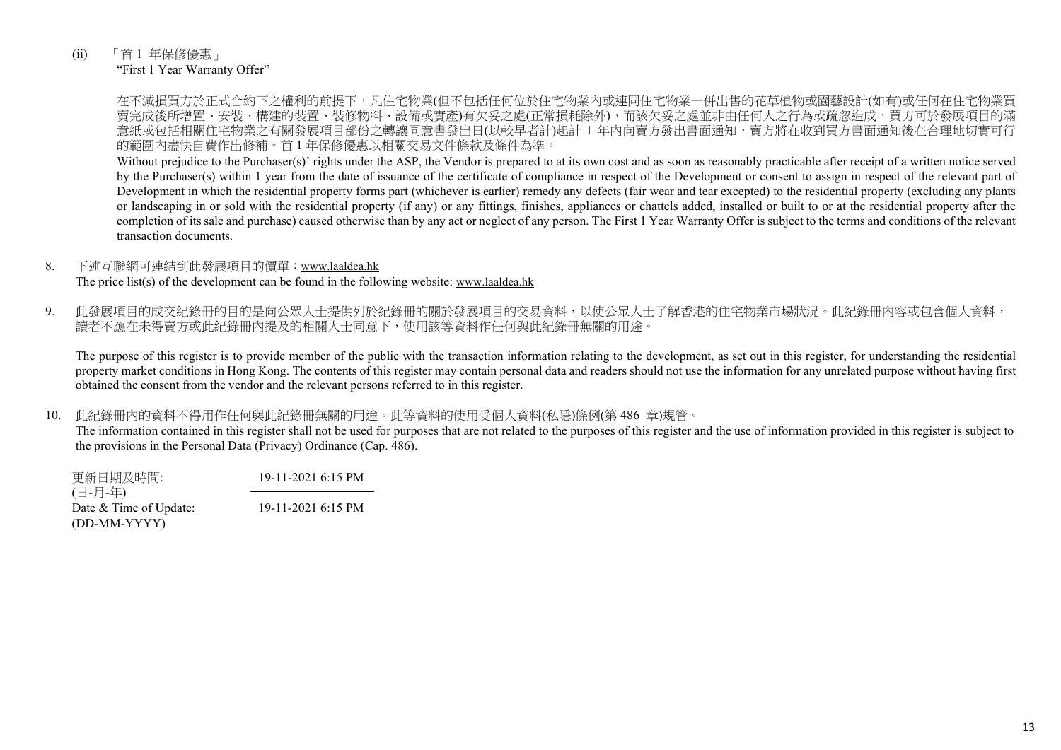(ii) 「首 1 年保修優惠」
"First 1 Year Warranty Offer"

在不減損買方於正式合約下之權利的前提下，凡住宅物業(但不包括任何位於住宅物業內或連同住宅物業一併出售的花草植物或園藝設計(如有)或任何在住宅物業買賣完成後所增置、安裝、構建的裝置、裝修物料、設備或實產)有欠妥之處(正常損耗除外)，而該欠妥之處並非由任何人之行為或疏忽造成，買方可於發展項目的滿意紙或包括相關住宅物業之有關發展項目部份之轉讓同意書發出日(以較早者計)起計 1 年內向賣方發出書面通知，賣方將在收到買方書面通知後在合理地切實可行的範圍內盡快自費作出修補。首 1 年保修優惠以相關交易文件條款及條件為準。

Without prejudice to the Purchaser(s)' rights under the ASP, the Vendor is prepared to at its own cost and as soon as reasonably practicable after receipt of a written notice served by the Purchaser(s) within 1 year from the date of issuance of the certificate of compliance in respect of the Development or consent to assign in respect of the relevant part of Development in which the residential property forms part (whichever is earlier) remedy any defects (fair wear and tear excepted) to the residential property (excluding any plants or landscaping in or sold with the residential property (if any) or any fittings, finishes, appliances or chattels added, installed or built to or at the residential property after the completion of its sale and purchase) caused otherwise than by any act or neglect of any person. The First 1 Year Warranty Offer is subject to the terms and conditions of the relevant transaction documents.

8. 下述互聯網可連結到此發展項目的價單：www.laaldea.hk
The price list(s) of the development can be found in the following website: www.laaldea.hk

9. 此發展項目的成交紀錄冊的目的是向公眾人士提供列於紀錄冊的關於發展項目的交易資料，以使公眾人士了解香港的住宅物業市場狀況。此紀錄冊內容或包含個人資料，讀者不應在未得賣方或此紀錄冊內提及的相關人士同意下，使用該等資料作任何與此紀錄冊無關的用途。

The purpose of this register is to provide member of the public with the transaction information relating to the development, as set out in this register, for understanding the residential property market conditions in Hong Kong. The contents of this register may contain personal data and readers should not use the information for any unrelated purpose without having first obtained the consent from the vendor and the relevant persons referred to in this register.

10. 此紀錄冊內的資料不得用作任何與此紀錄冊無關的用途。此等資料的使用受個人資料(私隱)條例(第 486 章)規管。
The information contained in this register shall not be used for purposes that are not related to the purposes of this register and the use of information provided in this register is subject to the provisions in the Personal Data (Privacy) Ordinance (Cap. 486).

更新日期及時間:
(日-月-年) 19-11-2021 6:15 PM

Date & Time of Update:
(DD-MM-YYYY) 19-11-2021 6:15 PM